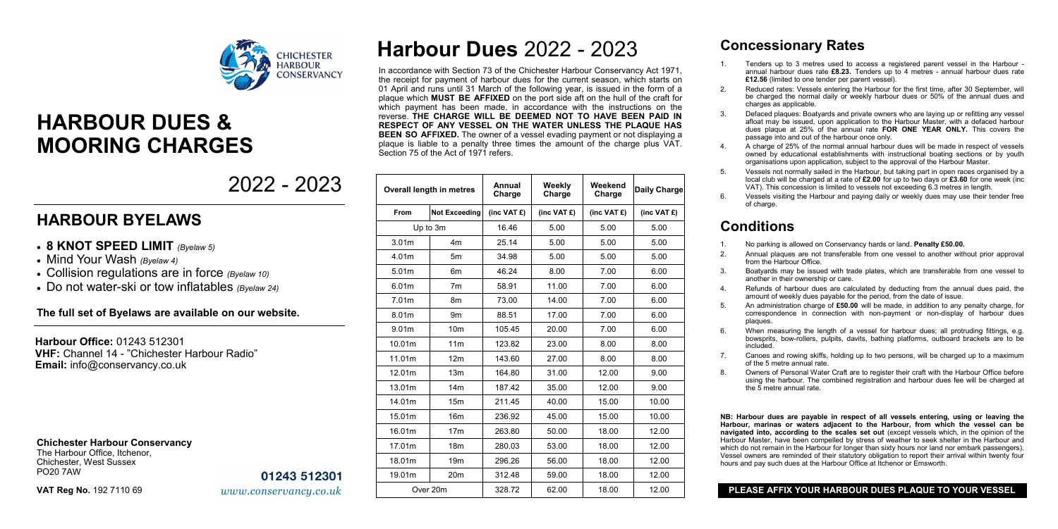CHICHESTER HARBOUR CONSERVANCY

# HARBOUR DUES & MOORING CHARGES

2022 - 2023

## HARBOUR BYELAWS

- **8 KNOT SPEED LIMIT** *(Byelaw 5)*
- Mind Your Wash *(Byelaw 4)*
- Collision regulations are in force *(Byelaw 10)*
- Do not water-ski or tow inflatables *(Byelaw 24)*

**The full set of Byelaws are available on our website.**

**Harbour Office:** 01243 512301
**VHF:** Channel 14 - "Chichester Harbour Radio"
**Email:** info@conservancy.co.uk

**Chichester Harbour Conservancy**
The Harbour Office, Itchenor,
Chichester, West Sussex
PO20 7AW

**VAT Reg No.** 192 7110 69

**01243 512301**
*www.conservancy.co.uk*

# Harbour Dues 2022 - 2023

In accordance with Section 73 of the Chichester Harbour Conservancy Act 1971, the receipt for payment of harbour dues for the current season, which starts on 01 April and runs until 31 March of the following year, is issued in the form of a plaque which **MUST BE AFFIXED** on the port side aft on the hull of the craft for which payment has been made, in accordance with the instructions on the reverse. **THE CHARGE WILL BE DEEMED NOT TO HAVE BEEN PAID IN RESPECT OF ANY VESSEL ON THE WATER UNLESS THE PLAQUE HAS BEEN SO AFFIXED.** The owner of a vessel evading payment or not displaying a plaque is liable to a penalty three times the amount of the charge plus VAT. Section 75 of the Act of 1971 refers.

| Overall length in metres | | Annual Charge | Weekly Charge | Weekend Charge | Daily Charge |
|---|---|---|---|---|---|
| From | Not Exceeding | (inc VAT £) | (inc VAT £) | (inc VAT £) | (inc VAT £) |
| Up to 3m | | 16.46 | 5.00 | 5.00 | 5.00 |
| 3.01m | 4m | 25.14 | 5.00 | 5.00 | 5.00 |
| 4.01m | 5m | 34.98 | 5.00 | 5.00 | 5.00 |
| 5.01m | 6m | 46.24 | 8.00 | 7.00 | 6.00 |
| 6.01m | 7m | 58.91 | 11.00 | 7.00 | 6.00 |
| 7.01m | 8m | 73.00 | 14.00 | 7.00 | 6.00 |
| 8.01m | 9m | 88.51 | 17.00 | 7.00 | 6.00 |
| 9.01m | 10m | 105.45 | 20.00 | 7.00 | 6.00 |
| 10.01m | 11m | 123.82 | 23.00 | 8.00 | 8.00 |
| 11.01m | 12m | 143.60 | 27.00 | 8.00 | 8.00 |
| 12.01m | 13m | 164.80 | 31.00 | 12.00 | 9.00 |
| 13.01m | 14m | 187.42 | 35.00 | 12.00 | 9.00 |
| 14.01m | 15m | 211.45 | 40.00 | 15.00 | 10.00 |
| 15.01m | 16m | 236.92 | 45.00 | 15.00 | 10.00 |
| 16.01m | 17m | 263.80 | 50.00 | 18.00 | 12.00 |
| 17.01m | 18m | 280.03 | 53.00 | 18.00 | 12.00 |
| 18.01m | 19m | 296.26 | 56.00 | 18.00 | 12.00 |
| 19.01m | 20m | 312.48 | 59.00 | 18.00 | 12.00 |
| Over 20m | | 328.72 | 62.00 | 18.00 | 12.00 |

## Concessionary Rates

1. Tenders up to 3 metres used to access a registered parent vessel in the Harbour - annual harbour dues rate **£8.23.** Tenders up to 4 metres - annual harbour dues rate **£12.56** (limited to one tender per parent vessel).
2. Reduced rates: Vessels entering the Harbour for the first time, after 30 September, will be charged the normal daily or weekly harbour dues or 50% of the annual dues and charges as applicable.
3. Defaced plaques: Boatyards and private owners who are laying up or refitting any vessel afloat may be issued, upon application to the Harbour Master, with a defaced harbour dues plaque at 25% of the annual rate **FOR ONE YEAR ONLY.** This covers the passage into and out of the harbour once only.
4. A charge of 25% of the normal annual harbour dues will be made in respect of vessels owned by educational establishments with instructional boating sections or by youth organisations upon application, subject to the approval of the Harbour Master.
5. Vessels not normally sailed in the Harbour, but taking part in open races organised by a local club will be charged at a rate of **£2.00** for up to two days or **£3.60** for one week (inc VAT). This concession is limited to vessels not exceeding 6.3 metres in length.
6. Vessels visiting the Harbour and paying daily or weekly dues may use their tender free of charge.

## Conditions

1. No parking is allowed on Conservancy hards or land. **Penalty £50.00.**
2. Annual plaques are not transferable from one vessel to another without prior approval from the Harbour Office.
3. Boatyards may be issued with trade plates, which are transferable from one vessel to another in their ownership or care.
4. Refunds of harbour dues are calculated by deducting from the annual dues paid, the amount of weekly dues payable for the period, from the date of issue.
5. An administration charge of **£50.00** will be made, in addition to any penalty charge, for correspondence in connection with non-payment or non-display of harbour dues plaques.
6. When measuring the length of a vessel for harbour dues; all protruding fittings, e.g. bowsprits, bow-rollers, pulpits, davits, bathing platforms, outboard brackets are to be included.
7. Canoes and rowing skiffs, holding up to two persons, will be charged up to a maximum of the 5 metre annual rate.
8. Owners of Personal Water Craft are to register their craft with the Harbour Office before using the harbour. The combined registration and harbour dues fee will be charged at the 5 metre annual rate.

**NB: Harbour dues are payable in respect of all vessels entering, using or leaving the Harbour, marinas or waters adjacent to the Harbour, from which the vessel can be navigated into, according to the scales set out** (except vessels which, in the opinion of the Harbour Master, have been compelled by stress of weather to seek shelter in the Harbour and which do not remain in the Harbour for longer than sixty hours nor land nor embark passengers). Vessel owners are reminded of their statutory obligation to report their arrival within twenty four hours and pay such dues at the Harbour Office at Itchenor or Emsworth.

**PLEASE AFFIX YOUR HARBOUR DUES PLAQUE TO YOUR VESSEL**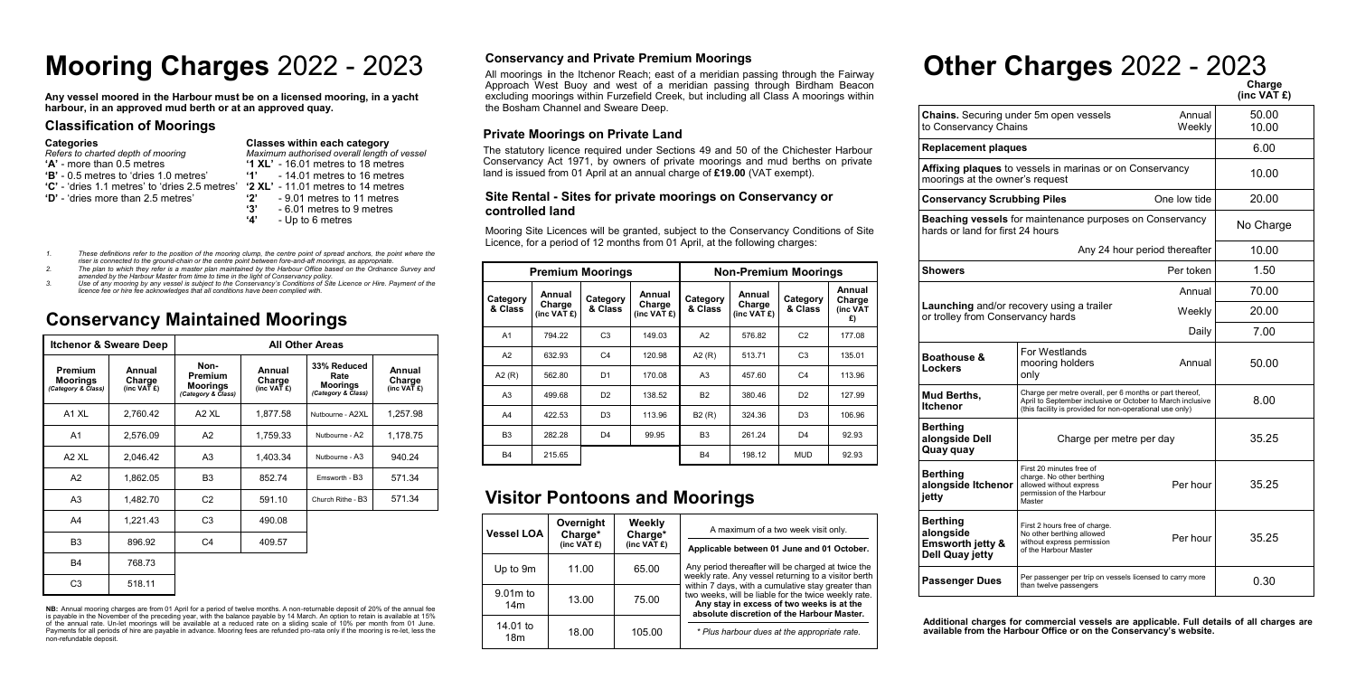# Mooring Charges 2022 - 2023

**Any vessel moored in the Harbour must be on a licensed mooring, in a yacht harbour, in an approved mud berth or at an approved quay.**

## Classification of Moorings

**Categories**
*Refers to charted depth of mooring*
**'A'** - more than 0.5 metres
**'B'** - 0.5 metres to 'dries 1.0 metres'
**'C'** - 'dries 1.1 metres' to 'dries 2.5 metres'
**'D'** - 'dries more than 2.5 metres'

**Classes within each category**
*Maximum authorised overall length of vessel*
**'1 XL'** - 16.01 metres to 18 metres
**'1'** - 14.01 metres to 16 metres
**'2 XL'** - 11.01 metres to 14 metres
**'2'** - 9.01 metres to 11 metres
**'3'** - 6.01 metres to 9 metres
**'4'** - Up to 6 metres

1. *These definitions refer to the position of the mooring clump, the centre point of spread anchors, the point where the riser is connected to the ground-chain or the centre point between fore-and-aft moorings, as appropriate.*
2. *The plan to which they refer is a master plan maintained by the Harbour Office based on the Ordnance Survey and amended by the Harbour Master from time to time in the light of Conservancy policy.*
3. *Use of any mooring by any vessel is subject to the Conservancy's Conditions of Site Licence or Hire. Payment of the licence fee or hire fee acknowledges that all conditions have been complied with.*

## Conservancy Maintained Moorings

| Itchenor & Sweare Deep | | All Other Areas | | | |
|---|---|---|---|---|---|
| Premium Moorings (Category & Class) | Annual Charge (inc VAT £) | Non-Premium Moorings (Category & Class) | Annual Charge (inc VAT £) | 33% Reduced Rate Moorings (Category & Class) | Annual Charge (inc VAT £) |
| A1 XL | 2,760.42 | A2 XL | 1,877.58 | Nutbourne - A2XL | 1,257.98 |
| A1 | 2,576.09 | A2 | 1,759.33 | Nutbourne - A2 | 1,178.75 |
| A2 XL | 2,046.42 | A3 | 1,403.34 | Nutbourne - A3 | 940.24 |
| A2 | 1,862.05 | B3 | 852.74 | Emsworth - B3 | 571.34 |
| A3 | 1,482.70 | C2 | 591.10 | Church Rithe - B3 | 571.34 |
| A4 | 1,221.43 | C3 | 490.08 | | |
| B3 | 896.92 | C4 | 409.57 | | |
| B4 | 768.73 | | | | |
| C3 | 518.11 | | | | |

**NB:** Annual mooring charges are from 01 April for a period of twelve months. A non-returnable deposit of 20% of the annual fee is payable in the November of the preceding year, with the balance payable by 14 March. An option to retain is available at 15% of the annual rate. Un-let moorings will be available at a reduced rate on a sliding scale of 10% per month from 01 June. Payments for all periods of hire are payable in advance. Mooring fees are refunded pro-rata only if the mooring is re-let, less the non-refundable deposit.

### Conservancy and Private Premium Moorings

All moorings in the Itchenor Reach; east of a meridian passing through the Fairway Approach West Buoy and west of a meridian passing through Birdham Beacon excluding moorings within Furzefield Creek, but including all Class A moorings within the Bosham Channel and Sweare Deep.

### Private Moorings on Private Land

The statutory licence required under Sections 49 and 50 of the Chichester Harbour Conservancy Act 1971, by owners of private moorings and mud berths on private land is issued from 01 April at an annual charge of **£19.00** (VAT exempt).

### Site Rental - Sites for private moorings on Conservancy or controlled land

Mooring Site Licences will be granted, subject to the Conservancy Conditions of Site Licence, for a period of 12 months from 01 April, at the following charges:

| Premium Moorings | | | | Non-Premium Moorings | | | |
|---|---|---|---|---|---|---|---|
| Category & Class | Annual Charge (inc VAT £) | Category & Class | Annual Charge (inc VAT £) | Category & Class | Annual Charge (inc VAT £) | Category & Class | Annual Charge (inc VAT £) |
| A1 | 794.22 | C3 | 149.03 | A2 | 576.82 | C2 | 177.08 |
| A2 | 632.93 | C4 | 120.98 | A2 (R) | 513.71 | C3 | 135.01 |
| A2 (R) | 562.80 | D1 | 170.08 | A3 | 457.60 | C4 | 113.96 |
| A3 | 499.68 | D2 | 138.52 | B2 | 380.46 | D2 | 127.99 |
| A4 | 422.53 | D3 | 113.96 | B2 (R) | 324.36 | D3 | 106.96 |
| B3 | 282.28 | D4 | 99.95 | B3 | 261.24 | D4 | 92.93 |
| B4 | 215.65 | | | B4 | 198.12 | MUD | 92.93 |

## Visitor Pontoons and Moorings

| Vessel LOA | Overnight Charge* (inc VAT £) | Weekly Charge* (inc VAT £) |
|---|---|---|
| Up to 9m | 11.00 | 65.00 |
| 9.01m to 14m | 13.00 | 75.00 |
| 14.01 to 18m | 18.00 | 105.00 |

A maximum of a two week visit only.

**Applicable between 01 June and 01 October.**

Any period thereafter will be charged at twice the weekly rate. Any vessel returning to a visitor berth within 7 days, with a cumulative stay greater than two weeks, will be liable for the twice weekly rate. **Any stay in excess of two weeks is at the absolute discretion of the Harbour Master.**

*\* Plus harbour dues at the appropriate rate.*

# Other Charges 2022 - 2023

| | | | Charge (inc VAT £) |
|---|---|---|---|
| **Chains.** Securing under 5m open vessels to Conservancy Chains | | Annual | 50.00 |
| | | Weekly | 10.00 |
| **Replacement plaques** | | | 6.00 |
| **Affixing plaques** to vessels in marinas or on Conservancy moorings at the owner's request | | | 10.00 |
| **Conservancy Scrubbing Piles** | | One low tide | 20.00 |
| **Beaching vessels** for maintenance purposes on Conservancy hards or land for first 24 hours | | | No Charge |
| | | Any 24 hour period thereafter | 10.00 |
| **Showers** | | Per token | 1.50 |
| **Launching** and/or recovery using a trailer or trolley from Conservancy hards | | Annual | 70.00 |
| | | Weekly | 20.00 |
| | | Daily | 7.00 |
| **Boathouse & Lockers** | For Westlands mooring holders only | Annual | 50.00 |
| **Mud Berths, Itchenor** | Charge per metre overall, per 6 months or part thereof, April to September inclusive or October to March inclusive (this facility is provided for non-operational use only) | | 8.00 |
| **Berthing alongside Dell Quay quay** | Charge per metre per day | | 35.25 |
| **Berthing alongside Itchenor jetty** | First 20 minutes free of charge. No other berthing allowed without express permission of the Harbour Master | Per hour | 35.25 |
| **Berthing alongside Emsworth jetty & Dell Quay jetty** | First 2 hours free of charge. No other berthing allowed without express permission of the Harbour Master | Per hour | 35.25 |
| **Passenger Dues** | Per passenger per trip on vessels licensed to carry more than twelve passengers | | 0.30 |

**Additional charges for commercial vessels are applicable. Full details of all charges are available from the Harbour Office or on the Conservancy's website.**